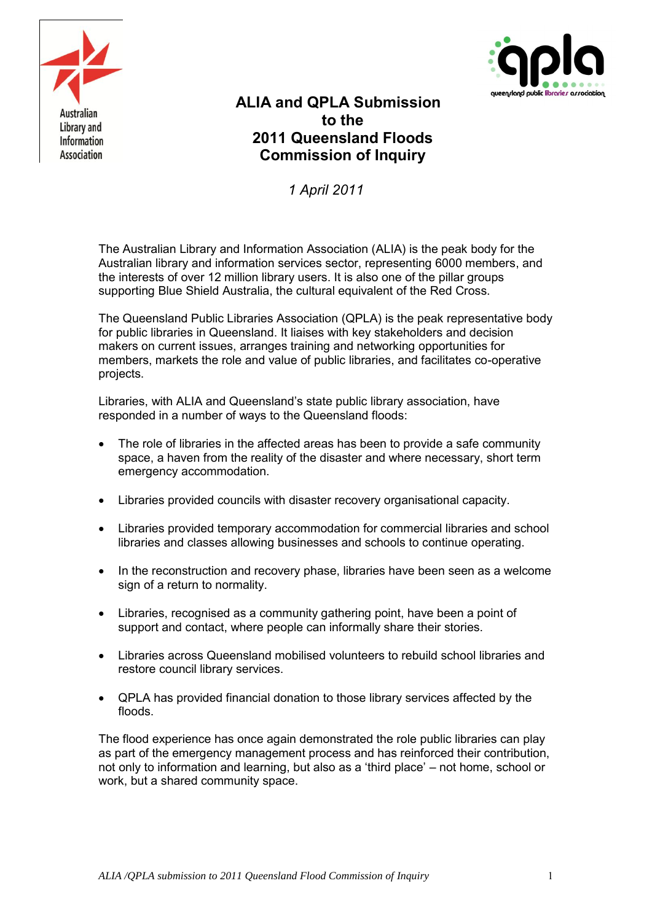# ALIA and QPLA Submission to the 2011 Queensland Floods Commission of Inquiry

*1 April 2011*

The Australian Library and Information Association (ALIA) is the peak body for the Australian library and information services sector, representing 6000 members, and the interests of over 12 million library users. It is also one of the pillar groups supporting Blue Shield Australia, the cultural equivalent of the Red Cross.

The Queensland Public Libraries Association (QPLA) is the peak representative body for public libraries in Queensland. It liaises with key stakeholders and decision makers on current issues, arranges training and networking opportunities for members, markets the role and value of public libraries, and facilitates co-operative projects.

Libraries, with ALIA and Queensland's state public library association, have responded in a number of ways to the Queensland floods:

- The role of libraries in the affected areas has been to provide a safe community space, a haven from the reality of the disaster and where necessary, short term emergency accommodation.
- Libraries provided councils with disaster recovery organisational capacity.
- Libraries provided temporary accommodation for commercial libraries and school libraries and classes allowing businesses and schools to continue operating.
- In the reconstruction and recovery phase, libraries have been seen as a welcome sign of a return to normality.
- Libraries, recognised as a community gathering point, have been a point of support and contact, where people can informally share their stories.
- Libraries across Queensland mobilised volunteers to rebuild school libraries and restore council library services.
- QPLA has provided financial donation to those library services affected by the floods.

The flood experience has once again demonstrated the role public libraries can play as part of the emergency management process and has reinforced their contribution, not only to information and learning, but also as a 'third place' – not home, school or work, but a shared community space.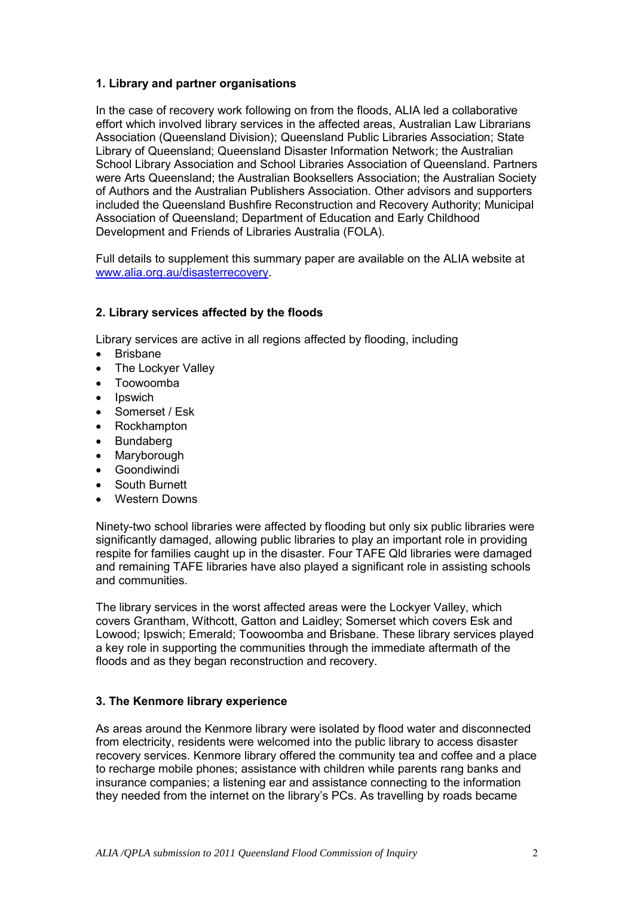## 1. Library and partner organisations

In the case of recovery work following on from the floods, ALIA led a collaborative effort which involved library services in the affected areas, Australian Law Librarians Association (Queensland Division); Queensland Public Libraries Association; State Library of Queensland; Queensland Disaster Information Network; the Australian School Library Association and School Libraries Association of Queensland. Partners were Arts Queensland; the Australian Booksellers Association; the Australian Society of Authors and the Australian Publishers Association. Other advisors and supporters included the Queensland Bushfire Reconstruction and Recovery Authority; Municipal Association of Queensland; Department of Education and Early Childhood Development and Friends of Libraries Australia (FOLA).

Full details to supplement this summary paper are available on the ALIA website at [www.alia.org.au/disasterrecovery](http://www.alia.org.au/disasterrecovery).

## 2. Library services affected by the floods

Library services are active in all regions affected by flooding, including

- Brisbane
- The Lockyer Valley
- Toowoomba
- Ipswich
- Somerset / Esk
- Rockhampton
- Bundaberg
- Maryborough
- Goondiwindi
- South Burnett
- Western Downs

Ninety-two school libraries were affected by flooding but only six public libraries were significantly damaged, allowing public libraries to play an important role in providing respite for families caught up in the disaster. Four TAFE Qld libraries were damaged and remaining TAFE libraries have also played a significant role in assisting schools and communities.

The library services in the worst affected areas were the Lockyer Valley, which covers Grantham, Withcott, Gatton and Laidley; Somerset which covers Esk and Lowood; Ipswich; Emerald; Toowoomba and Brisbane. These library services played a key role in supporting the communities through the immediate aftermath of the floods and as they began reconstruction and recovery.

## 3. The Kenmore library experience

As areas around the Kenmore library were isolated by flood water and disconnected from electricity, residents were welcomed into the public library to access disaster recovery services. Kenmore library offered the community tea and coffee and a place to recharge mobile phones; assistance with children while parents rang banks and insurance companies; a listening ear and assistance connecting to the information they needed from the internet on the library's PCs. As travelling by roads became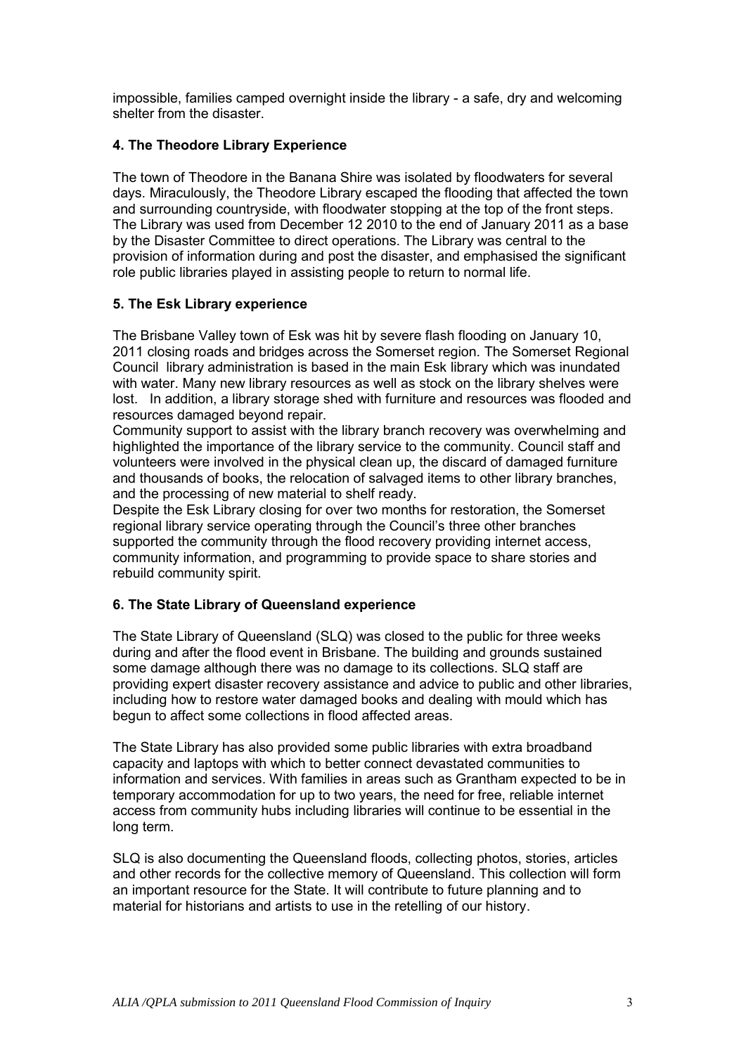impossible, families camped overnight inside the library - a safe, dry and welcoming shelter from the disaster.

### 4. The Theodore Library Experience

The town of Theodore in the Banana Shire was isolated by floodwaters for several days. Miraculously, the Theodore Library escaped the flooding that affected the town and surrounding countryside, with floodwater stopping at the top of the front steps. The Library was used from December 12 2010 to the end of January 2011 as a base by the Disaster Committee to direct operations. The Library was central to the provision of information during and post the disaster, and emphasised the significant role public libraries played in assisting people to return to normal life.

### 5. The Esk Library experience

The Brisbane Valley town of Esk was hit by severe flash flooding on January 10, 2011 closing roads and bridges across the Somerset region. The Somerset Regional Council library administration is based in the main Esk library which was inundated with water. Many new library resources as well as stock on the library shelves were lost. In addition, a library storage shed with furniture and resources was flooded and resources damaged beyond repair.
Community support to assist with the library branch recovery was overwhelming and highlighted the importance of the library service to the community. Council staff and volunteers were involved in the physical clean up, the discard of damaged furniture and thousands of books, the relocation of salvaged items to other library branches, and the processing of new material to shelf ready.
Despite the Esk Library closing for over two months for restoration, the Somerset regional library service operating through the Council's three other branches supported the community through the flood recovery providing internet access, community information, and programming to provide space to share stories and rebuild community spirit.

### 6. The State Library of Queensland experience

The State Library of Queensland (SLQ) was closed to the public for three weeks during and after the flood event in Brisbane. The building and grounds sustained some damage although there was no damage to its collections. SLQ staff are providing expert disaster recovery assistance and advice to public and other libraries, including how to restore water damaged books and dealing with mould which has begun to affect some collections in flood affected areas.

The State Library has also provided some public libraries with extra broadband capacity and laptops with which to better connect devastated communities to information and services. With families in areas such as Grantham expected to be in temporary accommodation for up to two years, the need for free, reliable internet access from community hubs including libraries will continue to be essential in the long term.

SLQ is also documenting the Queensland floods, collecting photos, stories, articles and other records for the collective memory of Queensland. This collection will form an important resource for the State. It will contribute to future planning and to material for historians and artists to use in the retelling of our history.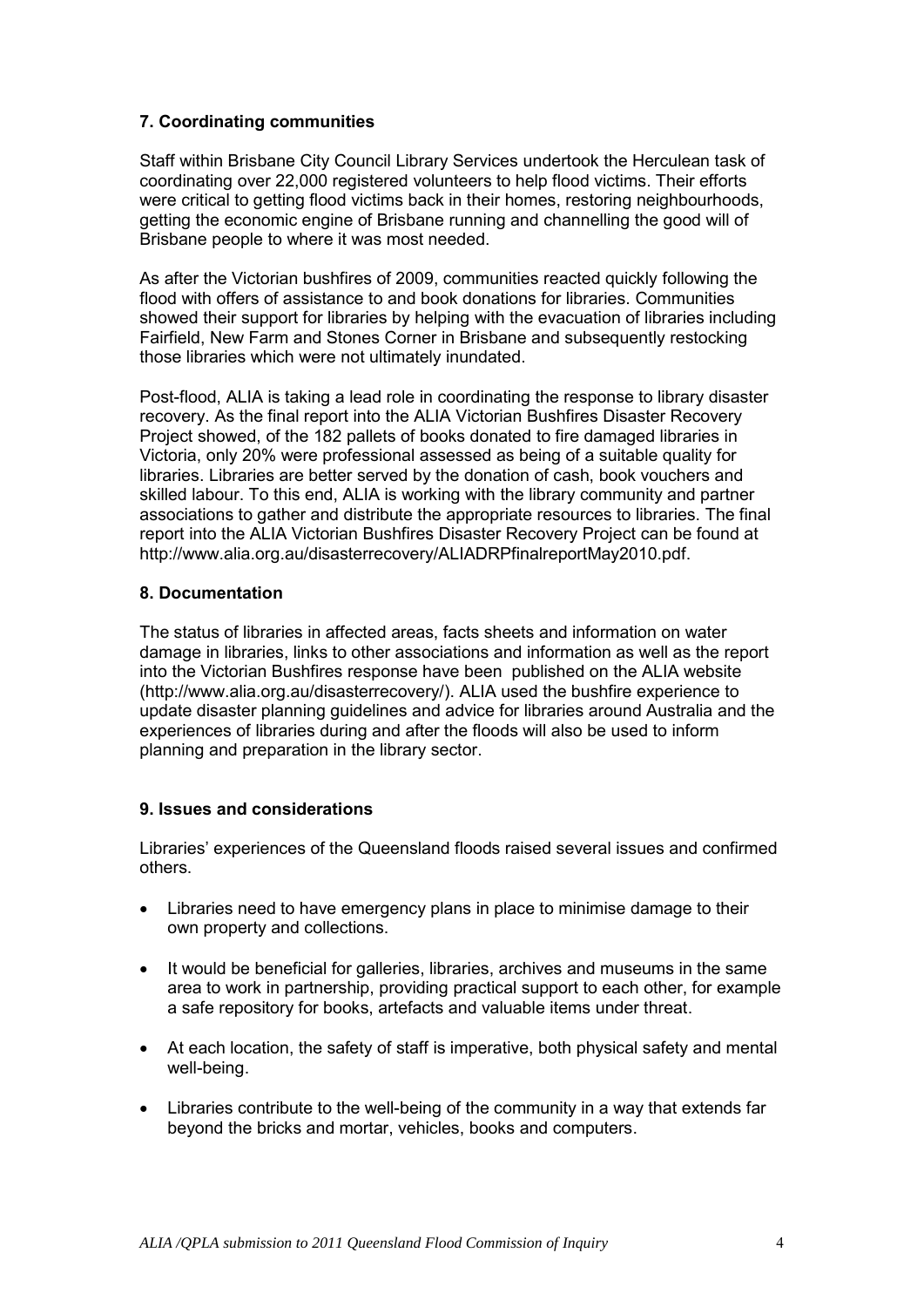## 7. Coordinating communities

Staff within Brisbane City Council Library Services undertook the Herculean task of coordinating over 22,000 registered volunteers to help flood victims. Their efforts were critical to getting flood victims back in their homes, restoring neighbourhoods, getting the economic engine of Brisbane running and channelling the good will of Brisbane people to where it was most needed.

As after the Victorian bushfires of 2009, communities reacted quickly following the flood with offers of assistance to and book donations for libraries. Communities showed their support for libraries by helping with the evacuation of libraries including Fairfield, New Farm and Stones Corner in Brisbane and subsequently restocking those libraries which were not ultimately inundated.

Post-flood, ALIA is taking a lead role in coordinating the response to library disaster recovery. As the final report into the ALIA Victorian Bushfires Disaster Recovery Project showed, of the 182 pallets of books donated to fire damaged libraries in Victoria, only 20% were professional assessed as being of a suitable quality for libraries. Libraries are better served by the donation of cash, book vouchers and skilled labour. To this end, ALIA is working with the library community and partner associations to gather and distribute the appropriate resources to libraries. The final report into the ALIA Victorian Bushfires Disaster Recovery Project can be found at http://www.alia.org.au/disasterrecovery/ALIADRPfinalreportMay2010.pdf.

## 8. Documentation

The status of libraries in affected areas, facts sheets and information on water damage in libraries, links to other associations and information as well as the report into the Victorian Bushfires response have been published on the ALIA website (http://www.alia.org.au/disasterrecovery/). ALIA used the bushfire experience to update disaster planning guidelines and advice for libraries around Australia and the experiences of libraries during and after the floods will also be used to inform planning and preparation in the library sector.

## 9. Issues and considerations

Libraries' experiences of the Queensland floods raised several issues and confirmed others.

- Libraries need to have emergency plans in place to minimise damage to their own property and collections.
- It would be beneficial for galleries, libraries, archives and museums in the same area to work in partnership, providing practical support to each other, for example a safe repository for books, artefacts and valuable items under threat.
- At each location, the safety of staff is imperative, both physical safety and mental well-being.
- Libraries contribute to the well-being of the community in a way that extends far beyond the bricks and mortar, vehicles, books and computers.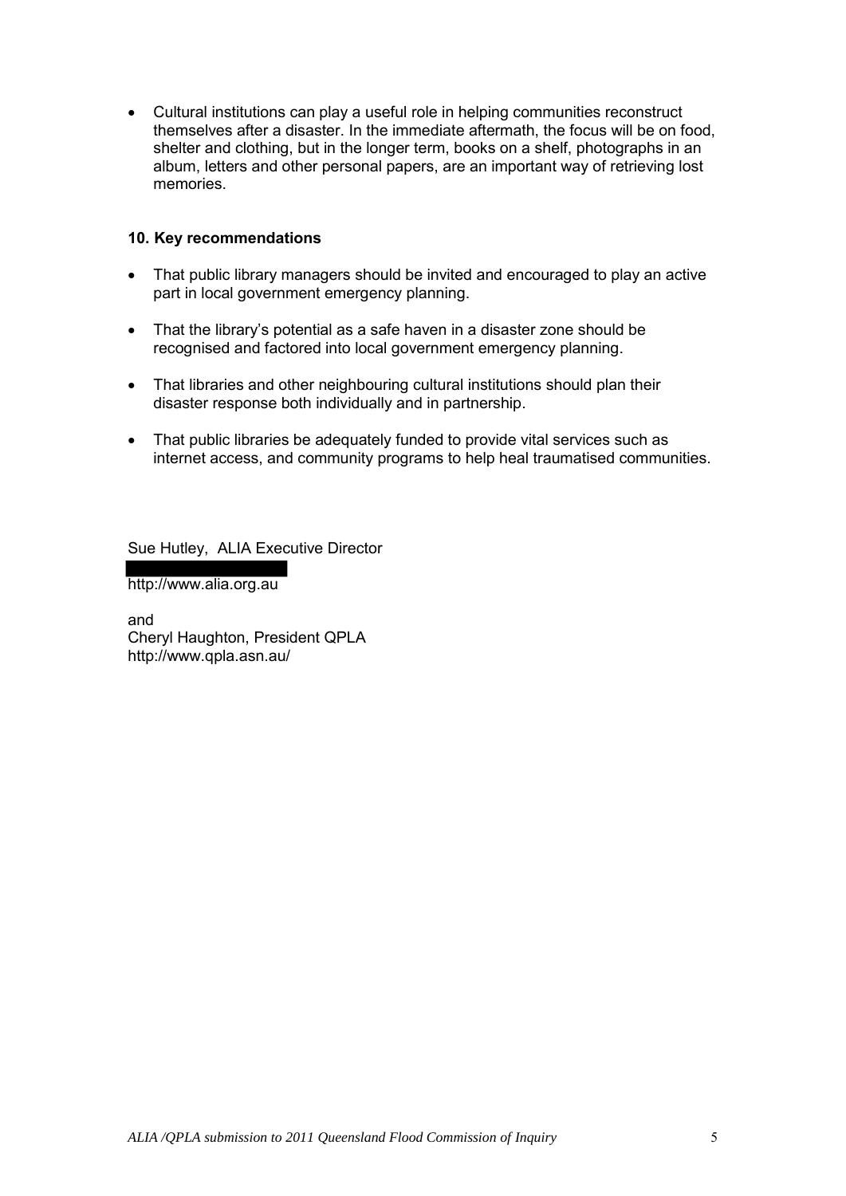- Cultural institutions can play a useful role in helping communities reconstruct themselves after a disaster. In the immediate aftermath, the focus will be on food, shelter and clothing, but in the longer term, books on a shelf, photographs in an album, letters and other personal papers, are an important way of retrieving lost memories.

**10. Key recommendations**

- That public library managers should be invited and encouraged to play an active part in local government emergency planning.
- That the library's potential as a safe haven in a disaster zone should be recognised and factored into local government emergency planning.
- That libraries and other neighbouring cultural institutions should plan their disaster response both individually and in partnership.
- That public libraries be adequately funded to provide vital services such as internet access, and community programs to help heal traumatised communities.

Sue Hutley, ALIA Executive Director

http://www.alia.org.au

and
Cheryl Haughton, President QPLA
http://www.qpla.asn.au/